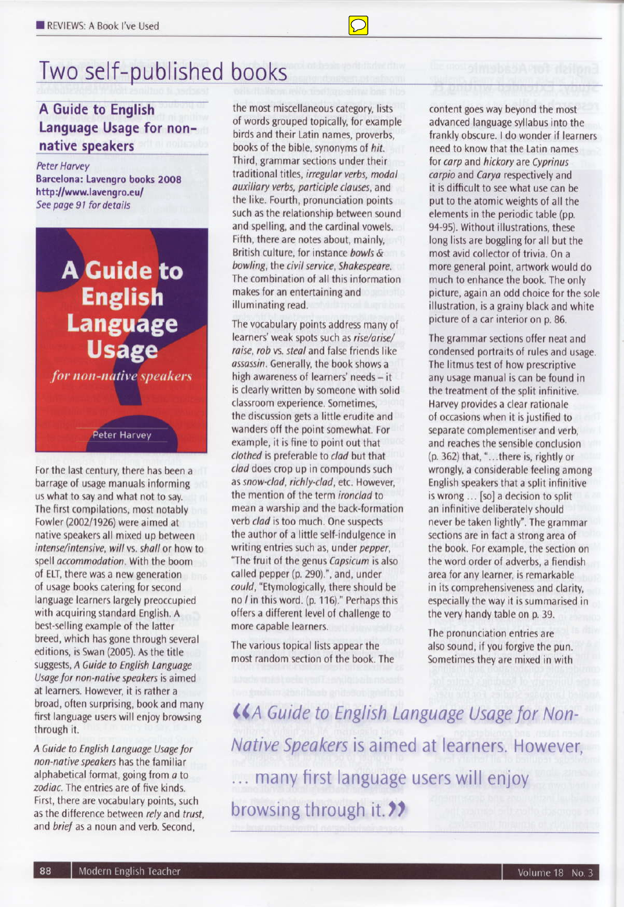# Two self-published books

## A Guide to English Language Usage for non-native speakers

*Peter Harvey*
**Barcelona: Lavengro books 2008**
**http://www.lavengro.eu/**
*See page 91 for details*

For the last century, there has been a barrage of usage manuals informing us what to say and what not to say. The first compilations, most notably Fowler (2002/1926) were aimed at native speakers all mixed up between *intense/intensive*, *will* vs. *shall* or how to spell *accommodation*. With the boom of ELT, there was a new generation of usage books catering for second language learners largely preoccupied with acquiring standard English. A best-selling example of the latter breed, which has gone through several editions, is Swan (2005). As the title suggests, *A Guide to English Language Usage for non-native speakers* is aimed at learners. However, it is rather a broad, often surprising, book and many first language users will enjoy browsing through it.

*A Guide to English Language Usage for non-native speakers* has the familiar alphabetical format, going from *a* to *zodiac*. The entries are of five kinds. First, there are vocabulary points, such as the difference between *rely* and *trust*, and *brief* as a noun and verb. Second, the most miscellaneous category, lists of words grouped topically, for example birds and their Latin names, proverbs, books of the bible, synonyms of *hit*. Third, grammar sections under their traditional titles, *irregular verbs, modal auxiliary verbs, participle clauses*, and the like. Fourth, pronunciation points such as the relationship between sound and spelling, and the cardinal vowels. Fifth, there are notes about, mainly, British culture, for instance *bowls & bowling*, the *civil service*, *Shakespeare*. The combination of all this information makes for an entertaining and illuminating read.

The vocabulary points address many of learners' weak spots such as *rise/arise/raise*, *rob* vs. *steal* and false friends like *assassin*. Generally, the book shows a high awareness of learners' needs – it is clearly written by someone with solid classroom experience. Sometimes, the discussion gets a little erudite and wanders off the point somewhat. For example, it is fine to point out that *clothed* is preferable to *clad* but that *clad* does crop up in compounds such as *snow-clad*, *richly-clad*, etc. However, the mention of the term *ironclad* to mean a warship and the back-formation verb *clad* is too much. One suspects the author of a little self-indulgence in writing entries such as, under *pepper*, "The fruit of the genus *Capsicum* is also called pepper (p. 290).", and, under *could*, "Etymologically, there should be no *l* in this word. (p. 116)." Perhaps this offers a different level of challenge to more capable learners.

The various topical lists appear the most random section of the book. The content goes way beyond the most advanced language syllabus into the frankly obscure. I do wonder if learners need to know that the Latin names for *carp* and *hickory* are *Cyprinus carpio* and *Carya* respectively and it is difficult to see what use can be put to the atomic weights of all the elements in the periodic table (pp. 94-95). Without illustrations, these long lists are boggling for all but the most avid collector of trivia. On a more general point, artwork would do much to enhance the book. The only picture, again an odd choice for the sole illustration, is a grainy black and white picture of a car interior on p. 86.

The grammar sections offer neat and condensed portraits of rules and usage. The litmus test of how prescriptive any usage manual is can be found in the treatment of the split infinitive. Harvey provides a clear rationale of occasions when it is justified to separate complementiser and verb, and reaches the sensible conclusion (p. 362) that, "…there is, rightly or wrongly, a considerable feeling among English speakers that a split infinitive is wrong … [so] a decision to split an infinitive deliberately should never be taken lightly". The grammar sections are in fact a strong area of the book. For example, the section on the word order of adverbs, a fiendish area for any learner, is remarkable in its comprehensiveness and clarity, especially the way it is summarised in the very handy table on p. 39.

The pronunciation entries are also sound, if you forgive the pun. Sometimes they are mixed in with

> *"A Guide to English Language Usage for Non-Native Speakers* is aimed at learners. However, … many first language users will enjoy browsing through it."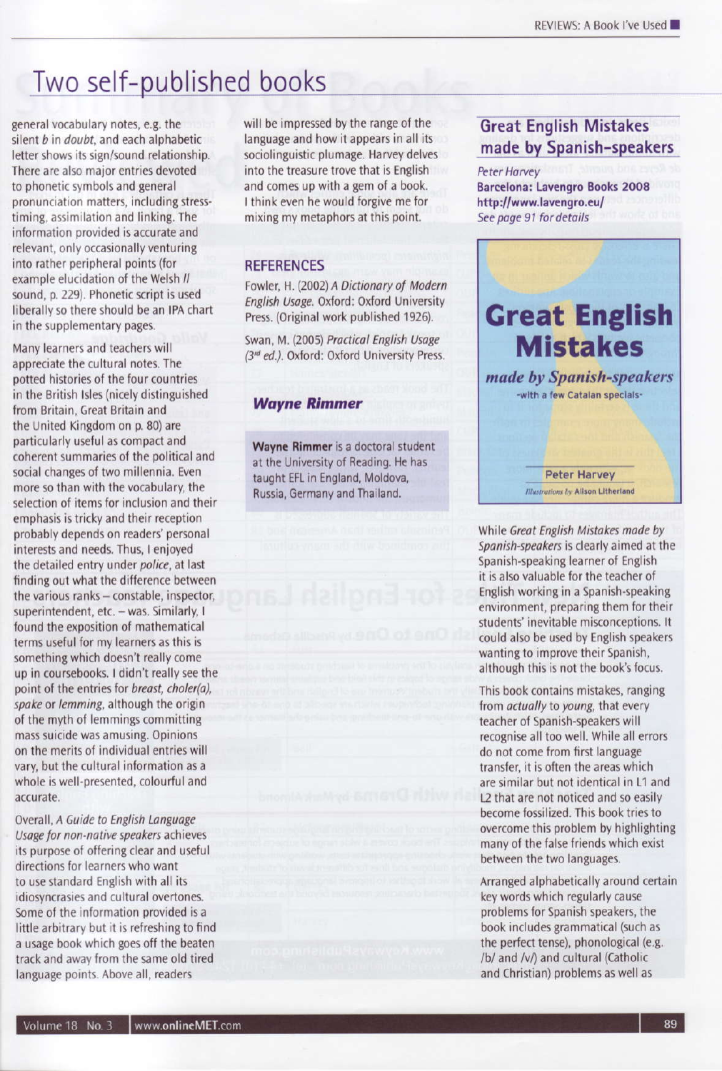# Two self-published books

general vocabulary notes, e.g. the silent *b* in *doubt*, and each alphabetic letter shows its sign/sound relationship. There are also major entries devoted to phonetic symbols and general pronunciation matters, including stress-timing, assimilation and linking. The information provided is accurate and relevant, only occasionally venturing into rather peripheral points (for example elucidation of the Welsh /l/ sound, p. 229). Phonetic script is used liberally so there should be an IPA chart in the supplementary pages.

Many learners and teachers will appreciate the cultural notes. The potted histories of the four countries in the British Isles (nicely distinguished from Britain, Great Britain and the United Kingdom on p. 80) are particularly useful as compact and coherent summaries of the political and social changes of two millennia. Even more so than with the vocabulary, the selection of items for inclusion and their emphasis is tricky and their reception probably depends on readers' personal interests and needs. Thus, I enjoyed the detailed entry under *police*, at last finding out what the difference between the various ranks – constable, inspector, superintendent, etc. – was. Similarly, I found the exposition of mathematical terms useful for my learners as this is something which doesn't really come up in coursebooks. I didn't really see the point of the entries for *breast, choler(a), spake* or *lemming*, although the origin of the myth of lemmings committing mass suicide was amusing. Opinions on the merits of individual entries will vary, but the cultural information as a whole is well-presented, colourful and accurate.

Overall, *A Guide to English Language Usage for non-native speakers* achieves its purpose of offering clear and useful directions for learners who want to use standard English with all its idiosyncrasies and cultural overtones. Some of the information provided is a little arbitrary but it is refreshing to find a usage book which goes off the beaten track and away from the same old tired language points. Above all, readers will be impressed by the range of the language and how it appears in all its sociolinguistic plumage. Harvey delves into the treasure trove that is English and comes up with a gem of a book. I think even he would forgive me for mixing my metaphors at this point.

### REFERENCES

Fowler, H. (2002) *A Dictionary of Modern English Usage.* Oxford: Oxford University Press. (Original work published 1926).

Swan, M. (2005) *Practical English Usage (3rd ed.).* Oxford: Oxford University Press.

***Wayne Rimmer***

**Wayne Rimmer** is a doctoral student at the University of Reading. He has taught EFL in England, Moldova, Russia, Germany and Thailand.

## Great English Mistakes made by Spanish-speakers

*Peter Harvey*
**Barcelona: Lavengro Books 2008**
**http://www.lavengro.eu/**
*See page 91 for details*

While *Great English Mistakes made by Spanish-speakers* is clearly aimed at the Spanish-speaking learner of English it is also valuable for the teacher of English working in a Spanish-speaking environment, preparing them for their students' inevitable misconceptions. It could also be used by English speakers wanting to improve their Spanish, although this is not the book's focus.

This book contains mistakes, ranging from *actually* to *young,* that every teacher of Spanish-speakers will recognise all too well. While all errors do not come from first language transfer, it is often the areas which are similar but not identical in L1 and L2 that are not noticed and so easily become fossilized. This book tries to overcome this problem by highlighting many of the false friends which exist between the two languages.

Arranged alphabetically around certain key words which regularly cause problems for Spanish speakers, the book includes grammatical (such as the perfect tense), phonological (e.g. /b/ and /v/) and cultural (Catholic and Christian) problems as well as